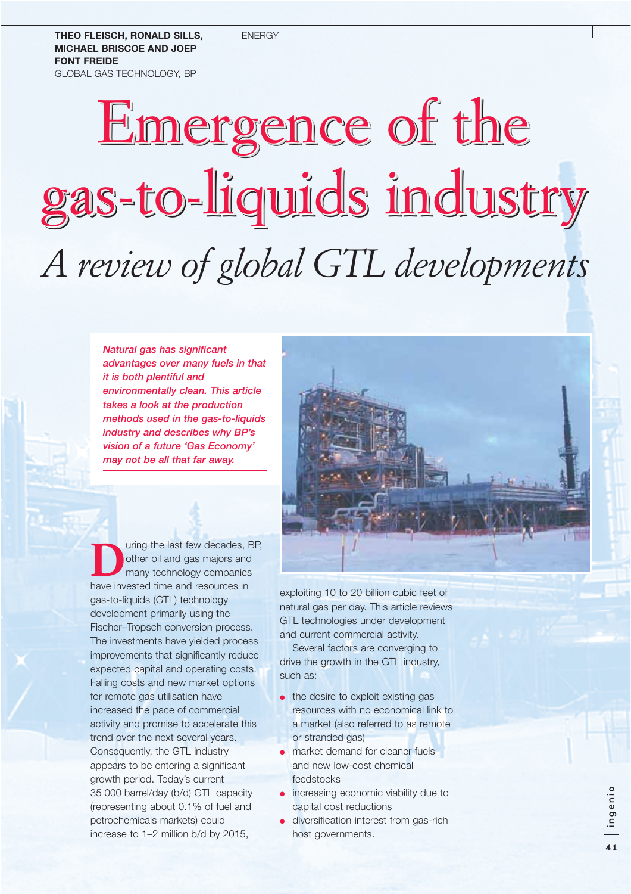THEO FLEISCH, RONALD SILLS, MICHAEL BRISCOE AND JOEP FONT FREIDE
GLOBAL GAS TECHNOLOGY, BP

ENERGY

# Emergence of the gas-to-liquids industry

## *A review of global GTL developments*

***Natural gas has significant advantages over many fuels in that it is both plentiful and environmentally clean. This article takes a look at the production methods used in the gas-to-liquids industry and describes why BP's vision of a future 'Gas Economy' may not be all that far away.***

During the last few decades, BP, other oil and gas majors and many technology companies have invested time and resources in gas-to-liquids (GTL) technology development primarily using the Fischer–Tropsch conversion process. The investments have yielded process improvements that significantly reduce expected capital and operating costs. Falling costs and new market options for remote gas utilisation have increased the pace of commercial activity and promise to accelerate this trend over the next several years. Consequently, the GTL industry appears to be entering a significant growth period. Today's current 35 000 barrel/day (b/d) GTL capacity (representing about 0.1% of fuel and petrochemicals markets) could increase to 1–2 million b/d by 2015, exploiting 10 to 20 billion cubic feet of natural gas per day. This article reviews GTL technologies under development and current commercial activity.

Several factors are converging to drive the growth in the GTL industry, such as:

- the desire to exploit existing gas resources with no economical link to a market (also referred to as remote or stranded gas)
- market demand for cleaner fuels and new low-cost chemical feedstocks
- increasing economic viability due to capital cost reductions
- diversification interest from gas-rich host governments.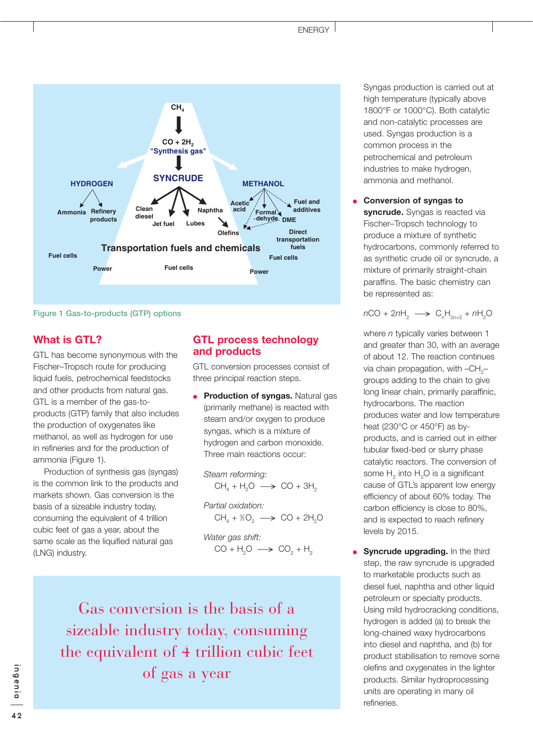Figure 1 Gas-to-products (GTP) options

## What is GTL?

GTL has become synonymous with the Fischer–Tropsch route for producing liquid fuels, petrochemical feedstocks and other products from natural gas. GTL is a member of the gas-to-products (GTP) family that also includes the production of oxygenates like methanol, as well as hydrogen for use in refineries and for the production of ammonia (Figure 1).

Production of synthesis gas (syngas) is the common link to the products and markets shown. Gas conversion is the basis of a sizeable industry today, consuming the equivalent of 4 trillion cubic feet of gas a year, about the same scale as the liquified natural gas (LNG) industry.

## GTL process technology and products

GTL conversion processes consist of three principal reaction steps.

- **Production of syngas.** Natural gas (primarily methane) is reacted with steam and/or oxygen to produce syngas, which is a mixture of hydrogen and carbon monoxide. Three main reactions occur:

*Steam reforming:*

$$CH_4 + H_2O \longrightarrow CO + 3H_2$$

*Partial oxidation:*

$$CH_4 + \tfrac{1}{2}O_2 \longrightarrow CO + 2H_2O$$

*Water gas shift:*

$$CO + H_2O \longrightarrow CO_2 + H_2$$

Syngas production is carried out at high temperature (typically above 1800°F or 1000°C). Both catalytic and non-catalytic processes are used. Syngas production is a common process in the petrochemical and petroleum industries to make hydrogen, ammonia and methanol.

- **Conversion of syngas to syncrude.** Syngas is reacted via Fischer–Tropsch technology to produce a mixture of synthetic hydrocarbons, commonly referred to as synthetic crude oil or syncrude, a mixture of primarily straight-chain paraffins. The basic chemistry can be represented as:

$$nCO + 2nH_2 \longrightarrow C_nH_{2n+2} + nH_2O$$

where $n$ typically varies between 1 and greater than 30, with an average of about 12. The reaction continues via chain propagation, with $-CH_2-$ groups adding to the chain to give long linear chain, primarily paraffinic, hydrocarbons. The reaction produces water and low temperature heat (230°C or 450°F) as by-products, and is carried out in either tubular fixed-bed or slurry phase catalytic reactors. The conversion of some $H_2$ into $H_2O$ is a significant cause of GTL's apparent low energy efficiency of about 60% today. The carbon efficiency is close to 80%, and is expected to reach refinery levels by 2015.

- **Syncrude upgrading.** In the third step, the raw syncrude is upgraded to marketable products such as diesel fuel, naphtha and other liquid petroleum or specialty products. Using mild hydrocracking conditions, hydrogen is added (a) to break the long-chained waxy hydrocarbons into diesel and naphtha, and (b) for product stabilisation to remove some olefins and oxygenates in the lighter products. Similar hydroprocessing units are operating in many oil refineries.

Gas conversion is the basis of a sizeable industry today, consuming the equivalent of 4 trillion cubic feet of gas a year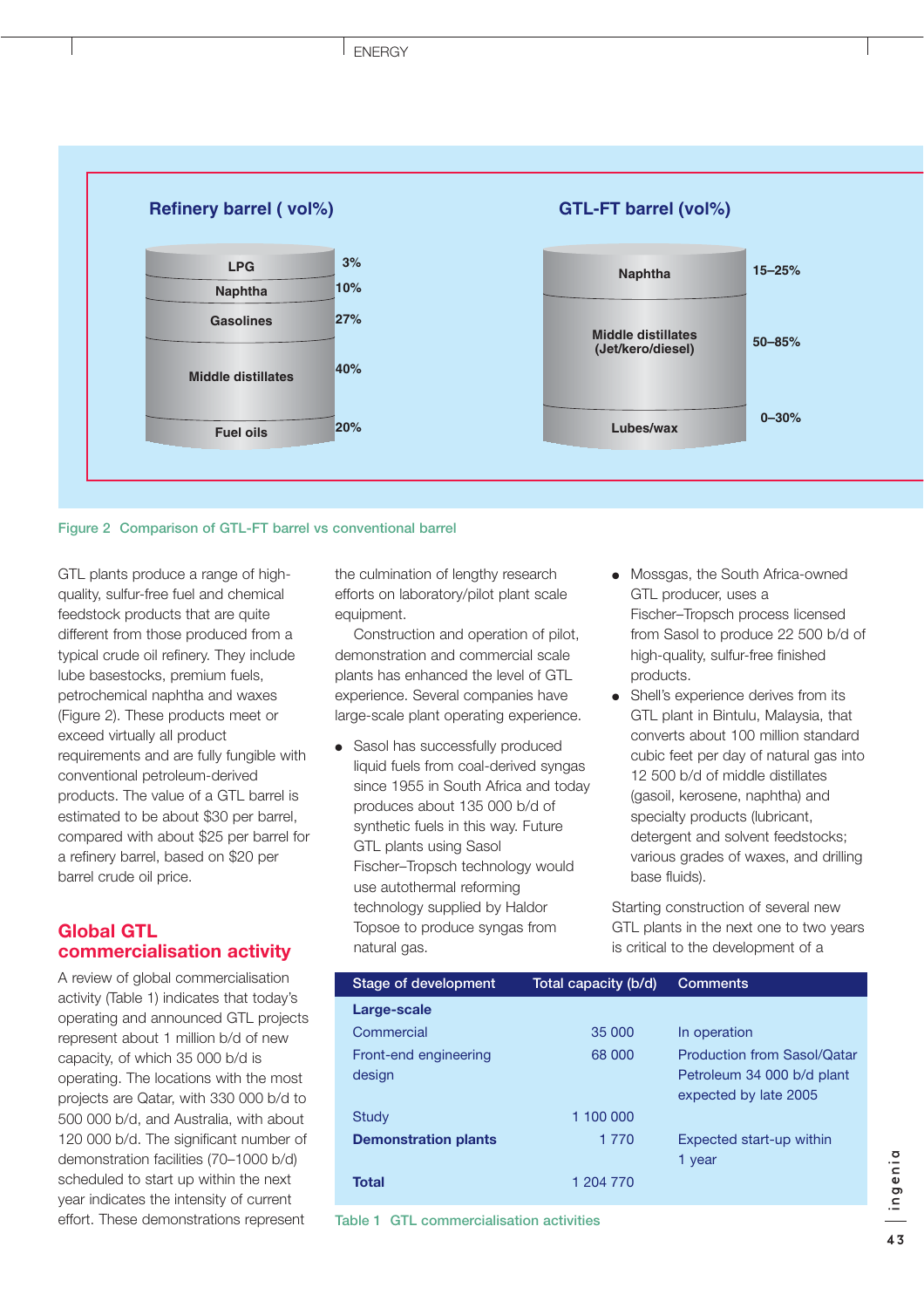**Refinery barrel ( vol%)**

| | |
|---|---|
| LPG | 3% |
| Naphtha | 10% |
| Gasolines | 27% |
| Middle distillates | 40% |
| Fuel oils | 20% |

**GTL-FT barrel (vol%)**

| | |
|---|---|
| Naphtha | 15–25% |
| Middle distillates (Jet/kero/diesel) | 50–85% |
| Lubes/wax | 0–30% |

Figure 2 Comparison of GTL-FT barrel vs conventional barrel

GTL plants produce a range of high-quality, sulfur-free fuel and chemical feedstock products that are quite different from those produced from a typical crude oil refinery. They include lube basestocks, premium fuels, petrochemical naphtha and waxes (Figure 2). These products meet or exceed virtually all product requirements and are fully fungible with conventional petroleum-derived products. The value of a GTL barrel is estimated to be about $30 per barrel, compared with about $25 per barrel for a refinery barrel, based on $20 per barrel crude oil price.

## Global GTL commercialisation activity

A review of global commercialisation activity (Table 1) indicates that today's operating and announced GTL projects represent about 1 million b/d of new capacity, of which 35 000 b/d is operating. The locations with the most projects are Qatar, with 330 000 b/d to 500 000 b/d, and Australia, with about 120 000 b/d. The significant number of demonstration facilities (70–1000 b/d) scheduled to start up within the next year indicates the intensity of current effort. These demonstrations represent the culmination of lengthy research efforts on laboratory/pilot plant scale equipment.

Construction and operation of pilot, demonstration and commercial scale plants has enhanced the level of GTL experience. Several companies have large-scale plant operating experience.

- Sasol has successfully produced liquid fuels from coal-derived syngas since 1955 in South Africa and today produces about 135 000 b/d of synthetic fuels in this way. Future GTL plants using Sasol Fischer–Tropsch technology would use autothermal reforming technology supplied by Haldor Topsoe to produce syngas from natural gas.
- Mossgas, the South Africa-owned GTL producer, uses a Fischer–Tropsch process licensed from Sasol to produce 22 500 b/d of high-quality, sulfur-free finished products.
- Shell's experience derives from its GTL plant in Bintulu, Malaysia, that converts about 100 million standard cubic feet per day of natural gas into 12 500 b/d of middle distillates (gasoil, kerosene, naphtha) and specialty products (lubricant, detergent and solvent feedstocks; various grades of waxes, and drilling base fluids).

Starting construction of several new GTL plants in the next one to two years is critical to the development of a

| Stage of development | Total capacity (b/d) | Comments |
|---|---|---|
| **Large-scale** | | |
| Commercial | 35 000 | In operation |
| Front-end engineering design | 68 000 | Production from Sasol/Qatar Petroleum 34 000 b/d plant expected by late 2005 |
| Study | 1 100 000 | |
| **Demonstration plants** | 1 770 | Expected start-up within 1 year |
| **Total** | 1 204 770 | |

Table 1 GTL commercialisation activities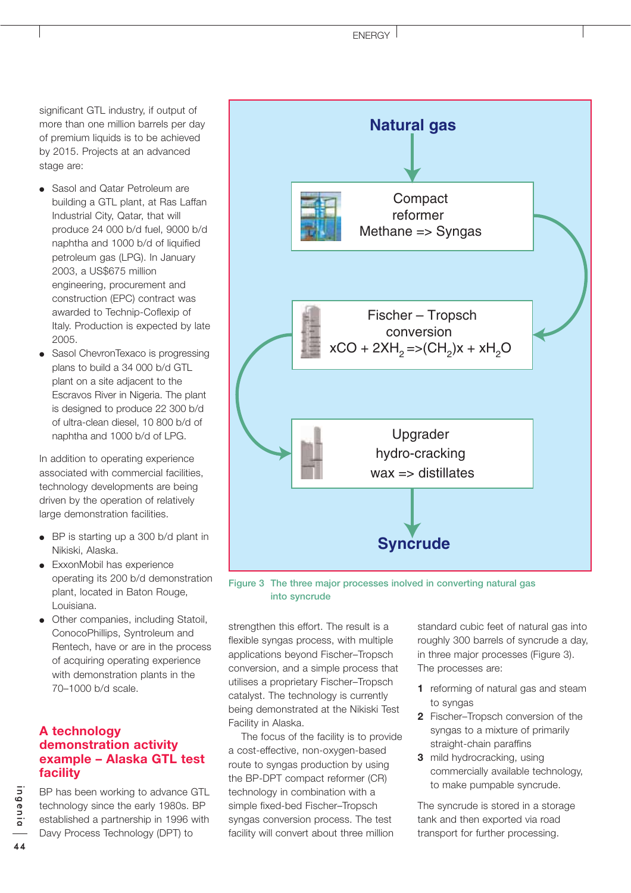significant GTL industry, if output of more than one million barrels per day of premium liquids is to be achieved by 2015. Projects at an advanced stage are:

- Sasol and Qatar Petroleum are building a GTL plant, at Ras Laffan Industrial City, Qatar, that will produce 24 000 b/d fuel, 9000 b/d naphtha and 1000 b/d of liquified petroleum gas (LPG). In January 2003, a US$675 million engineering, procurement and construction (EPC) contract was awarded to Technip-Coflexip of Italy. Production is expected by late 2005.
- Sasol ChevronTexaco is progressing plans to build a 34 000 b/d GTL plant on a site adjacent to the Escravos River in Nigeria. The plant is designed to produce 22 300 b/d of ultra-clean diesel, 10 800 b/d of naphtha and 1000 b/d of LPG.

In addition to operating experience associated with commercial facilities, technology developments are being driven by the operation of relatively large demonstration facilities.

- BP is starting up a 300 b/d plant in Nikiski, Alaska.
- ExxonMobil has experience operating its 200 b/d demonstration plant, located in Baton Rouge, Louisiana.
- Other companies, including Statoil, ConocoPhillips, Syntroleum and Rentech, have or are in the process of acquiring operating experience with demonstration plants in the 70–1000 b/d scale.

**Natural gas**

↓

Compact reformer
Methane => Syngas

↓

Fischer – Tropsch conversion
$xCO + 2xH_2 \Rightarrow (CH_2)x + xH_2O$

↓

Upgrader hydro-cracking
wax => distillates

↓

**Syncrude**

Figure 3 The three major processes inolved in converting natural gas into syncrude

## A technology demonstration activity example – Alaska GTL test facility

BP has been working to advance GTL technology since the early 1980s. BP established in 1996 with Davy Process Technology (DPT) to strengthen this effort. The result is a flexible syngas process, with multiple applications beyond Fischer–Tropsch conversion, and a simple process that utilises a proprietary Fischer–Tropsch catalyst. The technology is currently being demonstrated at the Nikiski Test Facility in Alaska.

The focus of the facility is to provide a cost-effective, non-oxygen-based route to syngas production by using the BP-DPT compact reformer (CR) technology in combination with a simple fixed-bed Fischer–Tropsch syngas conversion process. The test facility will convert about three million standard cubic feet of natural gas into roughly 300 barrels of syncrude a day, in three major processes (Figure 3). The processes are:

1. reforming of natural gas and steam to syngas
2. Fischer–Tropsch conversion of the syngas to a mixture of primarily straight-chain paraffins
3. mild hydrocracking, using commercially available technology, to make pumpable syncrude.

The syncrude is stored in a storage tank and then exported via road transport for further processing.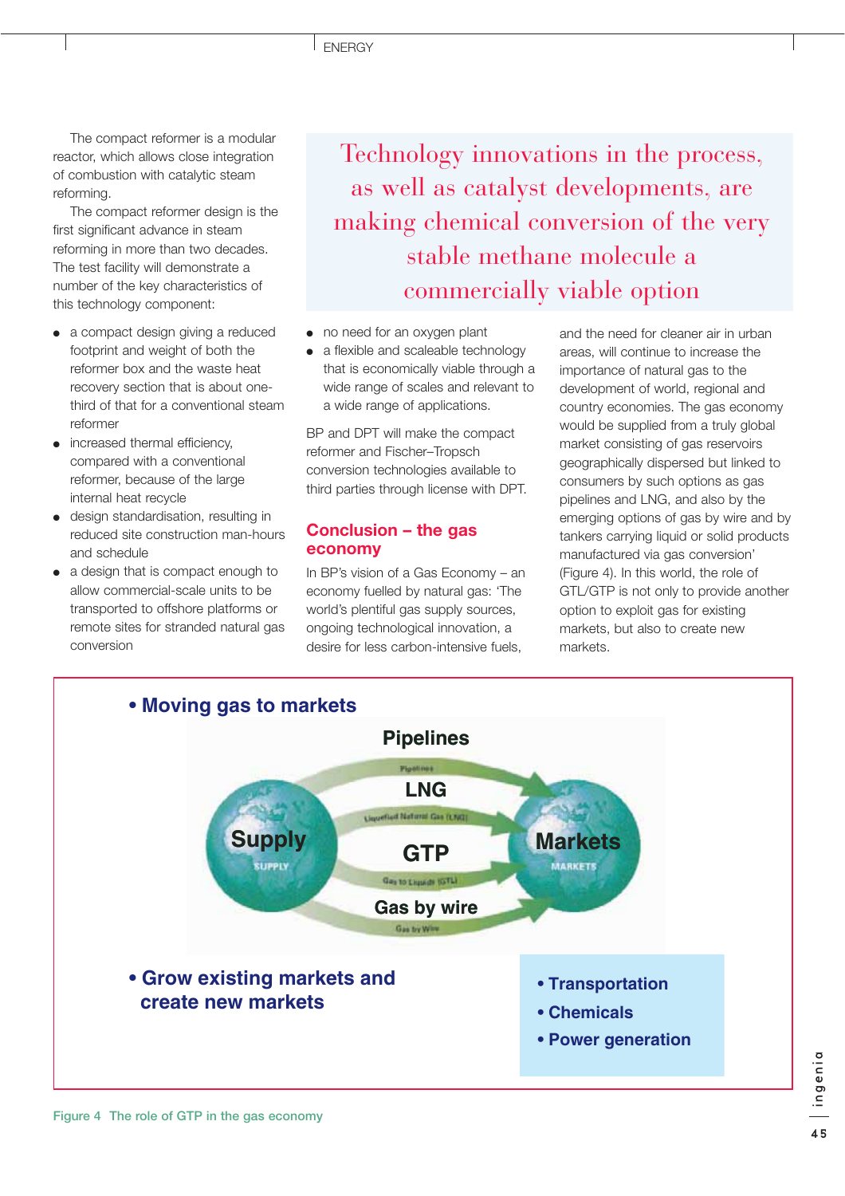The compact reformer is a modular reactor, which allows close integration of combustion with catalytic steam reforming.

The compact reformer design is the first significant advance in steam reforming in more than two decades. The test facility will demonstrate a number of the key characteristics of this technology component:

- a compact design giving a reduced footprint and weight of both the reformer box and the waste heat recovery section that is about one-third of that for a conventional steam reformer
- increased thermal efficiency, compared with a conventional reformer, because of the large internal heat recycle
- design standardisation, resulting in reduced site construction man-hours and schedule
- a design that is compact enough to allow commercial-scale units to be transported to offshore platforms or remote sites for stranded natural gas conversion
- no need for an oxygen plant
- a flexible and scaleable technology that is economically viable through a wide range of scales and relevant to a wide range of applications.

> Technology innovations in the process, as well as catalyst developments, are making chemical conversion of the very stable methane molecule a commercially viable option

BP and DPT will make the compact reformer and Fischer–Tropsch conversion technologies available to third parties through license with DPT.

## Conclusion – the gas economy

In BP's vision of a Gas Economy – an economy fuelled by natural gas: 'The world's plentiful gas supply sources, ongoing technological innovation, a desire for less carbon-intensive fuels, and the need for cleaner air in urban areas, will continue to increase the importance of natural gas to the development of world, regional and country economies. The gas economy would be supplied from a truly global market consisting of gas reservoirs geographically dispersed but linked to consumers by such options as gas pipelines and LNG, and also by the emerging options of gas by wire and by tankers carrying liquid or solid products manufactured via gas conversion' (Figure 4). In this world, the role of GTL/GTP is not only to provide another option to exploit gas for existing markets, but also to create new markets.

- **Moving gas to markets**

Supply → Pipelines / LNG / GTP / Gas by wire → Markets

- **Grow existing markets and create new markets**
  - **Transportation**
  - **Chemicals**
  - **Power generation**

Figure 4 The role of GTP in the gas economy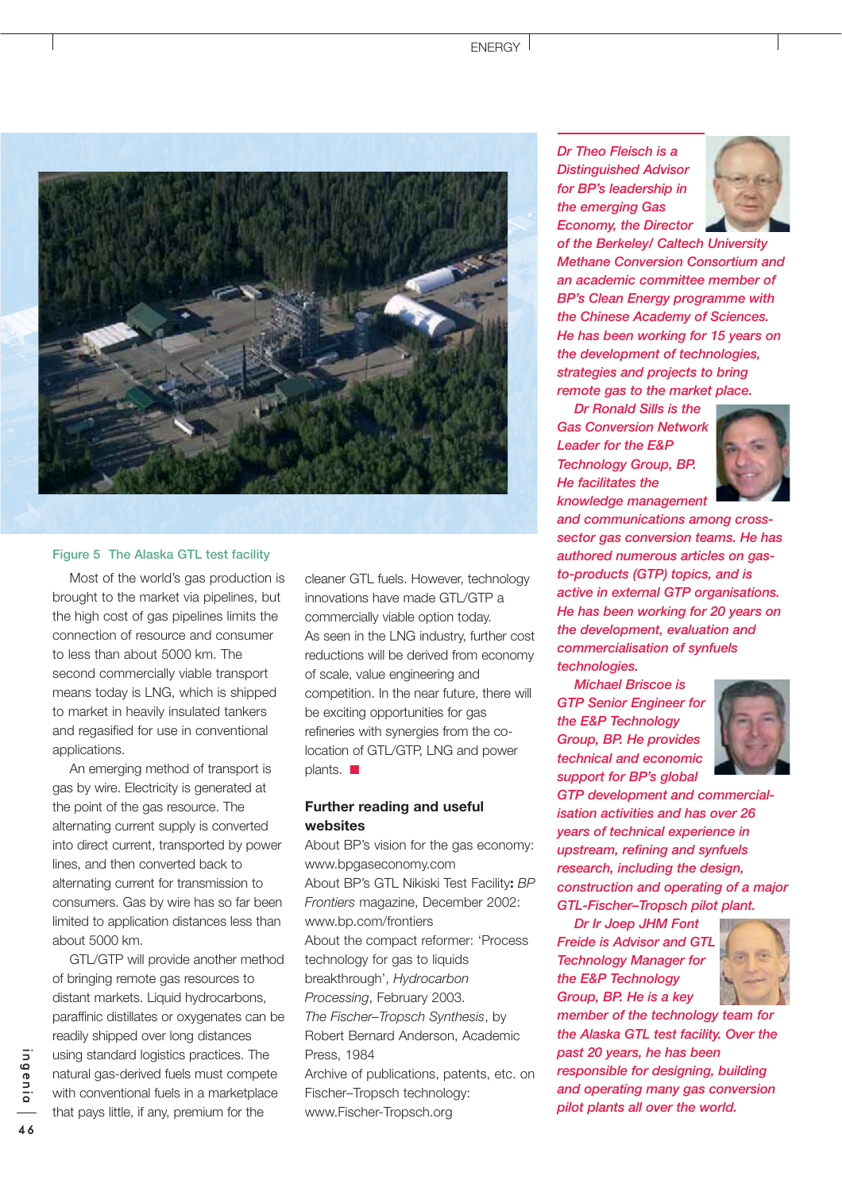Figure 5 The Alaska GTL test facility

Most of the world's gas production is brought to the market via pipelines, but the high cost of gas pipelines limits the connection of resource and consumer to less than about 5000 km. The second commercially viable transport means today is LNG, which is shipped to market in heavily insulated tankers and regasified for use in conventional applications.

An emerging method of transport is gas by wire. Electricity is generated at the point of the gas resource. The alternating current supply is converted into direct current, transported by power lines, and then converted back to alternating current for transmission to consumers. Gas by wire has so far been limited to application distances less than about 5000 km.

GTL/GTP will provide another method of bringing remote gas resources to distant markets. Liquid hydrocarbons, paraffinic distillates or oxygenates can be readily shipped over long distances using standard logistics practices. The natural gas-derived fuels must compete with conventional fuels in a marketplace that pays little, if any, premium for the cleaner GTL fuels. However, technology innovations have made GTL/GTP a commercially viable option today. As seen in the LNG industry, further cost reductions will be derived from economy of scale, value engineering and competition. In the near future, there will be exciting opportunities for gas refineries with synergies from the co-location of GTL/GTP, LNG and power plants. ■

## Further reading and useful websites

About BP's vision for the gas economy: www.bpgaseconomy.com

About BP's GTL Nikiski Test Facility**:** *BP Frontiers* magazine, December 2002: www.bp.com/frontiers

About the compact reformer: 'Process technology for gas to liquids breakthrough', *Hydrocarbon Processing*, February 2003.

*The Fischer–Tropsch Synthesis*, by Robert Bernard Anderson, Academic Press, 1984

Archive of publications, patents, etc. on Fischer–Tropsch technology: www.Fischer-Tropsch.org

---

*Dr Theo Fleisch is a Distinguished Advisor for BP's leadership in the emerging Gas Economy, the Director of the Berkeley/ Caltech University Methane Conversion Consortium and an academic committee member of BP's Clean Energy programme with the Chinese Academy of Sciences. He has been working for 15 years on the development of technologies, strategies and projects to bring remote gas to the market place.*

*Dr Ronald Sills is the Gas Conversion Network Leader for the E&P Technology Group, BP. He facilitates the knowledge management and communications among cross-sector gas conversion teams. He has authored numerous articles on gas-to-products (GTP) topics, and is active in external GTP organisations. He has been working for 20 years on the development, evaluation and commercialisation of synfuels technologies.*

*Michael Briscoe is GTP Senior Engineer for the E&P Technology Group, BP. He provides technical and economic support for BP's global GTP development and commercialisation activities and has over 26 years of technical experience in upstream, refining and synfuels research, including the design, construction and operating of a major GTL-Fischer–Tropsch pilot plant.*

*Dr Ir Joep JHM Font Freide is Advisor and GTL Technology Manager for the E&P Technology Group, BP. He is a key member of the technology team for the Alaska GTL test facility. Over the past 20 years, he has been responsible for designing, building and operating many gas conversion pilot plants all over the world.*